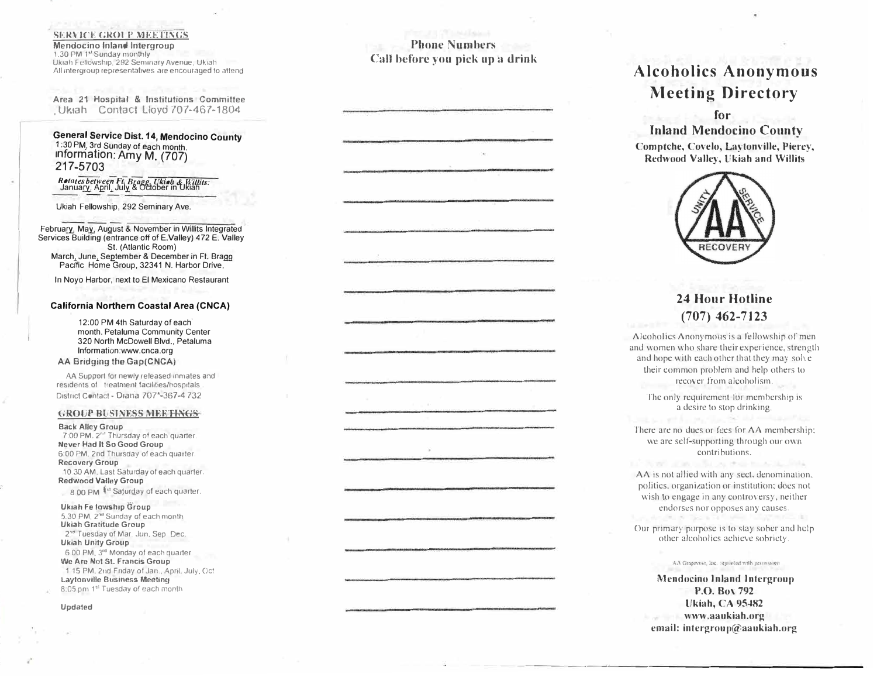## SERVICE GROUP MEETINGS

**Mendocino Inland Intergroup**
1:30 PM 1st Sunday monthly
Ukiah Fellowship, 292 Seminary Avenue, Ukiah
All intergroup representatives are encouraged to attend

**Area 21 Hospital & Institutions Committee**
Ukiah Contact Lloyd 707-467-1804

**General Service Dist. 14, Mendocino County**
1:30 PM, 3rd Sunday of each month.
Information: Amy M. (707) 217-5703

*Rotates between Ft. Bragg, Ukiah & Willits:*
January, April, July & October in Ukiah

Ukiah Fellowship, 292 Seminary Ave.

February, May, August & November in Willits Integrated Services Building (entrance off of E.Valley) 472 E. Valley St. (Atlantic Room)
March, June, September & December in Ft. Bragg Pacific Home Group, 32341 N. Harbor Drive,

In Noyo Harbor, next to El Mexicano Restaurant

**California Northern Coastal Area (CNCA)**

12:00 PM 4th Saturday of each month. Petaluma Community Center
320 North McDowell Blvd., Petaluma
Information:www.cnca.org

**AA Bridging the Gap(CNCA)**

AA Support for newly released inmates and residents of treatment facilities/hospitals
District Contact - Diana 707-367-4 732

## GROUP BUSINESS MEETINGS

**Back Alley Group**
7:00 PM. 2nd Thursday of each quarter.
**Never Had It So Good Group**
6:00 PM, 2nd Thursday of each quarter
**Recovery Group**
10:30 AM. Last Saturday of each quarter.
**Redwood Valley Group**
8:00 PM 1st Saturday of each quarter.

**Ukiah Fellowship Group**
5:30 PM, 2nd Sunday of each month
**Ukiah Gratitude Group**
2nd Tuesday of Mar. Jun, Sep. Dec.
**Ukiah Unity Group**
6:00 PM, 3rd Monday of each quarter
**We Are Not St. Francis Group**
1:15 PM, 2nd Friday of Jan., April, July, Oct
**Laytonville Business Meeting**
8:05 pm 1st Tuesday of each month

Updated

## Phone Numbers
**Call before you pick up a drink**

______________________________

______________________________

______________________________

______________________________

______________________________

______________________________

______________________________

______________________________

______________________________

______________________________

______________________________

______________________________

______________________________

______________________________

______________________________

______________________________

______________________________

______________________________

# Alcoholics Anonymous Meeting Directory

## for
## Inland Mendocino County

**Comptche, Covelo, Laytonville, Piercy, Redwood Valley, Ukiah and Willits**

UNITY SERVICE AA RECOVERY

## 24 Hour Hotline
## (707) 462-7123

Alcoholics Anonymous is a fellowship of men and women who share their experience, strength and hope with each other that they may solve their common problem and help others to recover from alcoholism.

The only requirement for membership is a desire to stop drinking.

There are no dues or fees for AA membership; we are self-supporting through our own contributions.

AA is not allied with any sect, denomination, politics, organization or institution; does not wish to engage in any controversy, neither endorses nor opposes any causes.

Our primary purpose is to stay sober and help other alcoholics achieve sobriety.

AA Grapevine, Inc. reprinted with permission

**Mendocino Inland Intergroup**
**P.O. Box 792**
**Ukiah, CA 95482**
**www.aaukiah.org**
**email: intergroup@aaukiah.org**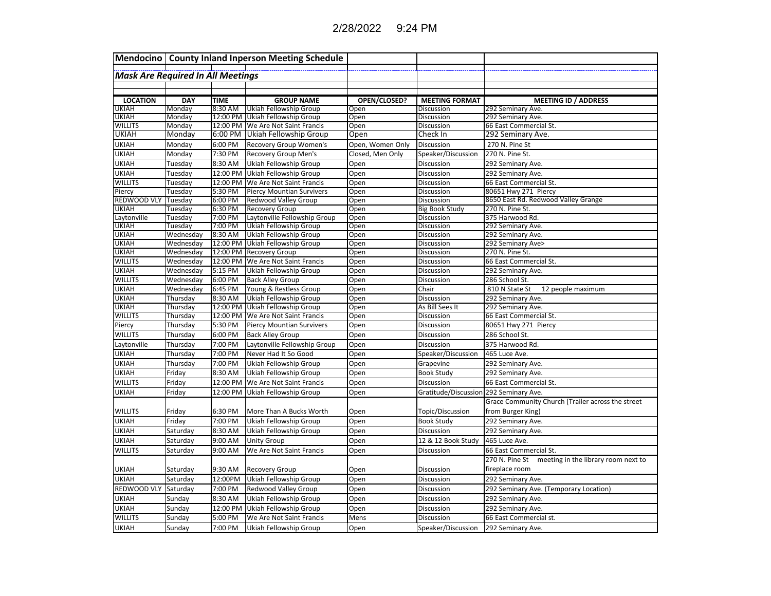# Mendocino County Inland Inperson Meeting Schedule

***Mask Are Required In All Meetings***

| LOCATION | DAY | TIME | GROUP NAME | OPEN/CLOSED? | MEETING FORMAT | MEETING ID / ADDRESS |
|---|---|---|---|---|---|---|
| UKIAH | Monday | 8:30 AM | Ukiah Fellowship Group | Open | Discussion | 292 Seminary Ave. |
| UKIAH | Monday | 12:00 PM | Ukiah Fellowship Group | Open | Discussion | 292 Seminary Ave. |
| WILLITS | Monday | 12:00 PM | We Are Not Saint Francis | Open | Discussion | 66 East Commercial St. |
| UKIAH | Monday | 6:00 PM | Ukiah Fellowship Group | Open | Check In | 292 Seminary Ave. |
| UKIAH | Monday | 6:00 PM | Recovery Group Women's | Open, Women Only | Discussion | 270 N. Pine St |
| UKIAH | Monday | 7:30 PM | Recovery Group Men's | Closed, Men Only | Speaker/Discussion | 270 N. Pine St. |
| UKIAH | Tuesday | 8:30 AM | Ukiah Fellowship Group | Open | Discussion | 292 Seminary Ave. |
| UKIAH | Tuesday | 12:00 PM | Ukiah Fellowship Group | Open | Discussion | 292 Seminary Ave. |
| WILLITS | Tuesday | 12:00 PM | We Are Not Saint Francis | Open | Discussion | 66 East Commercial St. |
| Piercy | Tuesday | 5:30 PM | Piercy Mountian Survivers | Open | Discussion | 80651 Hwy 271 Piercy |
| REDWOOD VLY | Tuesday | 6:00 PM | Redwood Valley Group | Open | Discussion | 8650 East Rd. Redwood Valley Grange |
| UKIAH | Tuesday | 6:30 PM | Recovery Group | Open | Big Book Study | 270 N. Pine St. |
| Laytonville | Tuesday | 7:00 PM | Laytonville Fellowship Group | Open | Discussion | 375 Harwood Rd. |
| UKIAH | Tuesday | 7:00 PM | Ukiah Fellowship Group | Open | Discussion | 292 Seminary Ave. |
| UKIAH | Wednesday | 8:30 AM | Ukiah Fellowship Group | Open | Discussion | 292 Seminary Ave. |
| UKIAH | Wednesday | 12:00 PM | Ukiah Fellowship Group | Open | Discussion | 292 Seminary Ave> |
| UKIAH | Wednesday | 12:00 PM | Recovery Group | Open | Discussion | 270 N. Pine St. |
| WILLITS | Wednesday | 12:00 PM | We Are Not Saint Francis | Open | Discussion | 66 East Commercial St. |
| UKIAH | Wednesday | 5:15 PM | Ukiah Fellowship Group | Open | Discussion | 292 Seminary Ave. |
| WILLITS | Wednesday | 6:00 PM | Back Alley Group | Open | Discussion | 286 School St. |
| UKIAH | Wednesday | 6:45 PM | Young & Restless Group | Open | Chair | 810 N State St 12 people maximum |
| UKIAH | Thursday | 8:30 AM | Ukiah Fellowship Group | Open | Discussion | 292 Seminary Ave. |
| UKIAH | Thursday | 12:00 PM | Ukiah Fellowship Group | Open | As Bill Sees It | 292 Seminary Ave. |
| WILLITS | Thursday | 12:00 PM | We Are Not Saint Francis | Open | Discussion | 66 East Commercial St. |
| Piercy | Thursday | 5:30 PM | Piercy Mountian Survivers | Open | Discussion | 80651 Hwy 271 Piercy |
| WILLITS | Thursday | 6:00 PM | Back Alley Group | Open | Discussion | 286 School St. |
| Laytonville | Thursday | 7:00 PM | Laytonville Fellowship Group | Open | Discussion | 375 Harwood Rd. |
| UKIAH | Thursday | 7:00 PM | Never Had It So Good | Open | Speaker/Discussion | 465 Luce Ave. |
| UKIAH | Thursday | 7:00 PM | Ukiah Fellowship Group | Open | Grapevine | 292 Seminary Ave. |
| UKIAH | Friday | 8:30 AM | Ukiah Fellowship Group | Open | Book Study | 292 Seminary Ave. |
| WILLITS | Friday | 12:00 PM | We Are Not Saint Francis | Open | Discussion | 66 East Commercial St. |
| UKIAH | Friday | 12:00 PM | Ukiah Fellowship Group | Open | Gratitude/Discussion | 292 Seminary Ave. |
| WILLITS | Friday | 6:30 PM | More Than A Bucks Worth | Open | Topic/Discussion | Grace Community Church (Trailer across the street from Burger King) |
| UKIAH | Friday | 7:00 PM | Ukiah Fellowship Group | Open | Book Study | 292 Seminary Ave. |
| UKIAH | Saturday | 8:30 AM | Ukiah Fellowship Group | Open | Discussion | 292 Seminary Ave. |
| UKIAH | Saturday | 9:00 AM | Unity Group | Open | 12 & 12 Book Study | 465 Luce Ave. |
| WILLITS | Saturday | 9:00 AM | We Are Not Saint Francis | Open | Discussion | 66 East Commercial St. |
| UKIAH | Saturday | 9:30 AM | Recovery Group | Open | Discussion | 270 N. Pine St meeting in the library room next to fireplace room |
| UKIAH | Saturday | 12:00PM | Ukiah Fellowship Group | Open | Discussion | 292 Seminary Ave. |
| REDWOOD VLY | Saturday | 7:00 PM | Redwood Valley Group | Open | Discussion | 292 Seminary Ave. (Temporary Location) |
| UKIAH | Sunday | 8:30 AM | Ukiah Fellowship Group | Open | Discussion | 292 Seminary Ave. |
| UKIAH | Sunday | 12:00 PM | Ukiah Fellowship Group | Open | Discussion | 292 Seminary Ave. |
| WILLITS | Sunday | 5:00 PM | We Are Not Saint Francis | Mens | Discussion | 66 East Commercial st. |
| UKIAH | Sunday | 7:00 PM | Ukiah Fellowship Group | Open | Speaker/Discussion | 292 Seminary Ave. |